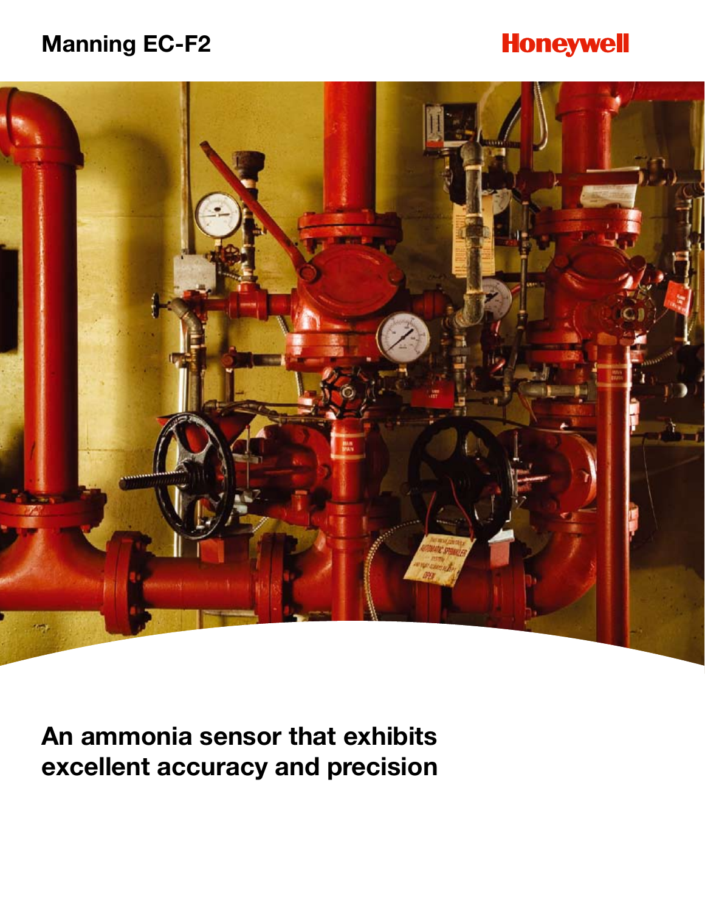# Manning EC-F2

Honeywell

## An ammonia sensor that exhibits excellent accuracy and precision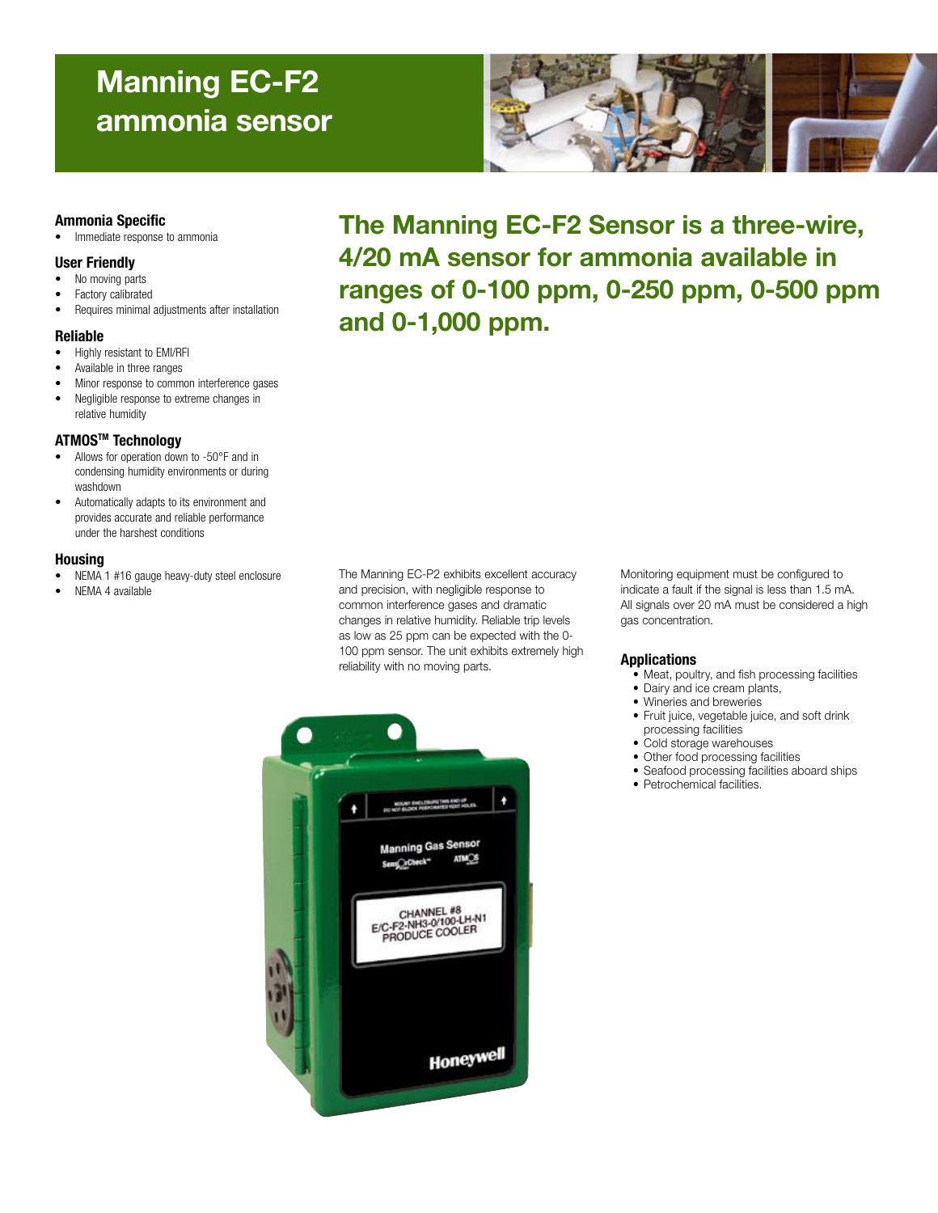# Manning EC-F2 ammonia sensor

**The Manning EC-F2 Sensor is a three-wire, 4/20 mA sensor for ammonia available in ranges of 0-100 ppm, 0-250 ppm, 0-500 ppm and 0-1,000 ppm.**

### Ammonia Specific

- Immediate response to ammonia

### User Friendly

- No moving parts
- Factory calibrated
- Requires minimal adjustments after installation

### Reliable

- Highly resistant to EMI/RFI
- Available in three ranges
- Minor response to common interference gases
- Negligible response to extreme changes in relative humidity

### ATMOS™ Technology

- Allows for operation down to -50°F and in condensing humidity environments or during washdown
- Automatically adapts to its environment and provides accurate and reliable performance under the harshest conditions

### Housing

- NEMA 1 #16 gauge heavy-duty steel enclosure
- NEMA 4 available

The Manning EC-P2 exhibits excellent accuracy and precision, with negligible response to common interference gases and dramatic changes in relative humidity. Reliable trip levels as low as 25 ppm can be expected with the 0-100 ppm sensor. The unit exhibits extremely high reliability with no moving parts.

Monitoring equipment must be configured to indicate a fault if the signal is less than 1.5 mA. All signals over 20 mA must be considered a high gas concentration.

### Applications

- Meat, poultry, and fish processing facilities
- Dairy and ice cream plants,
- Wineries and breweries
- Fruit juice, vegetable juice, and soft drink processing facilities
- Cold storage warehouses
- Other food processing facilities
- Seafood processing facilities aboard ships
- Petrochemical facilities.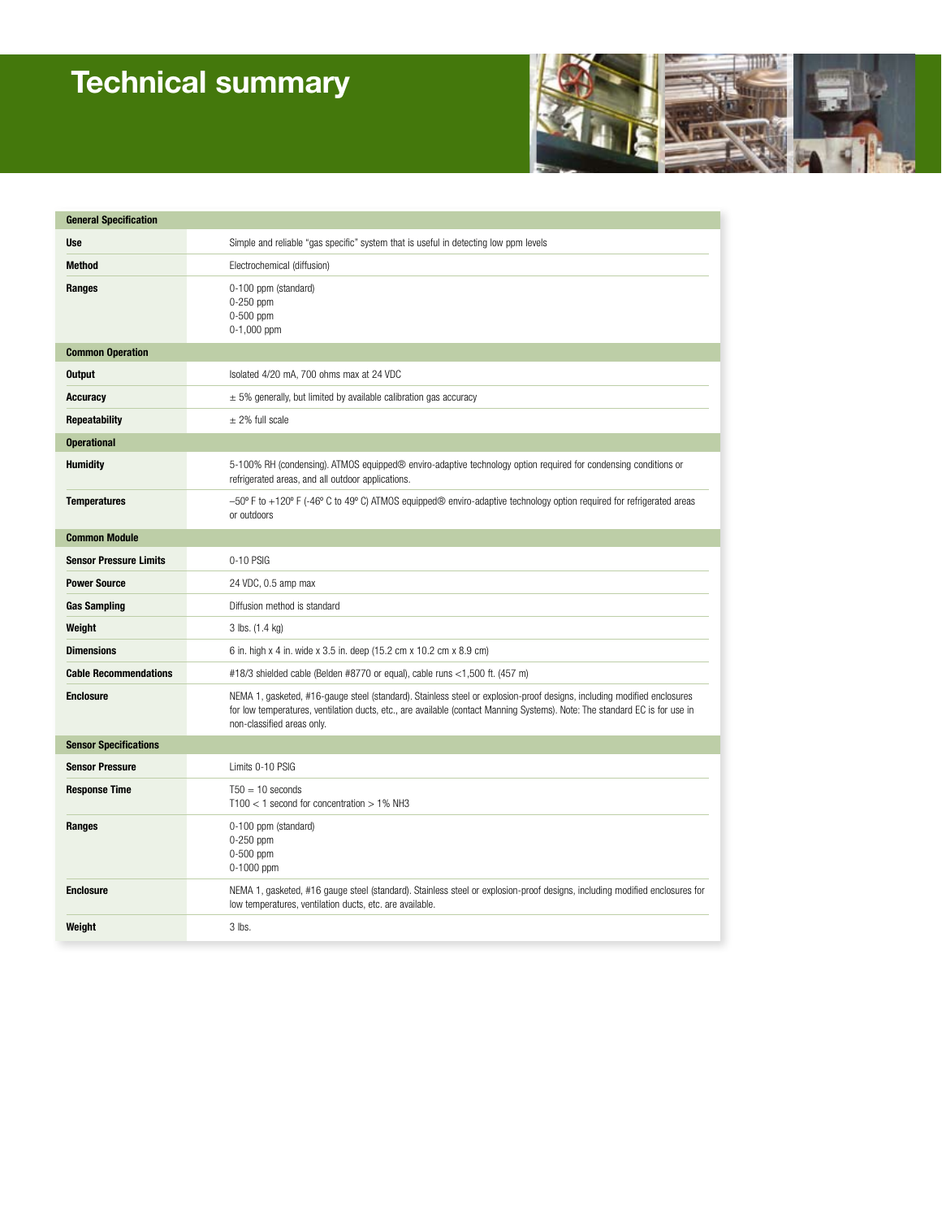# Technical summary

| General Specification | |
|---|---|
| **Use** | Simple and reliable "gas specific" system that is useful in detecting low ppm levels |
| **Method** | Electrochemical (diffusion) |
| **Ranges** | 0-100 ppm (standard)<br>0-250 ppm<br>0-500 ppm<br>0-1,000 ppm |
| **Common Operation** | |
| **Output** | Isolated 4/20 mA, 700 ohms max at 24 VDC |
| **Accuracy** | ± 5% generally, but limited by available calibration gas accuracy |
| **Repeatability** | ± 2% full scale |
| **Operational** | |
| **Humidity** | 5-100% RH (condensing). ATMOS equipped® enviro-adaptive technology option required for condensing conditions or refrigerated areas, and all outdoor applications. |
| **Temperatures** | –50° F to +120° F (-46° C to 49° C) ATMOS equipped® enviro-adaptive technology option required for refrigerated areas or outdoors |
| **Common Module** | |
| **Sensor Pressure Limits** | 0-10 PSIG |
| **Power Source** | 24 VDC, 0.5 amp max |
| **Gas Sampling** | Diffusion method is standard |
| **Weight** | 3 lbs. (1.4 kg) |
| **Dimensions** | 6 in. high x 4 in. wide x 3.5 in. deep (15.2 cm x 10.2 cm x 8.9 cm) |
| **Cable Recommendations** | #18/3 shielded cable (Belden #8770 or equal), cable runs <1,500 ft. (457 m) |
| **Enclosure** | NEMA 1, gasketed, #16-gauge steel (standard). Stainless steel or explosion-proof designs, including modified enclosures for low temperatures, ventilation ducts, etc., are available (contact Manning Systems). Note: The standard EC is for use in non-classified areas only. |
| **Sensor Specifications** | |
| **Sensor Pressure** | Limits 0-10 PSIG |
| **Response Time** | T50 = 10 seconds<br>T100 < 1 second for concentration > 1% $NH_3$ |
| **Ranges** | 0-100 ppm (standard)<br>0-250 ppm<br>0-500 ppm<br>0-1000 ppm |
| **Enclosure** | NEMA 1, gasketed, #16 gauge steel (standard). Stainless steel or explosion-proof designs, including modified enclosures for low temperatures, ventilation ducts, etc. are available. |
| **Weight** | 3 lbs. |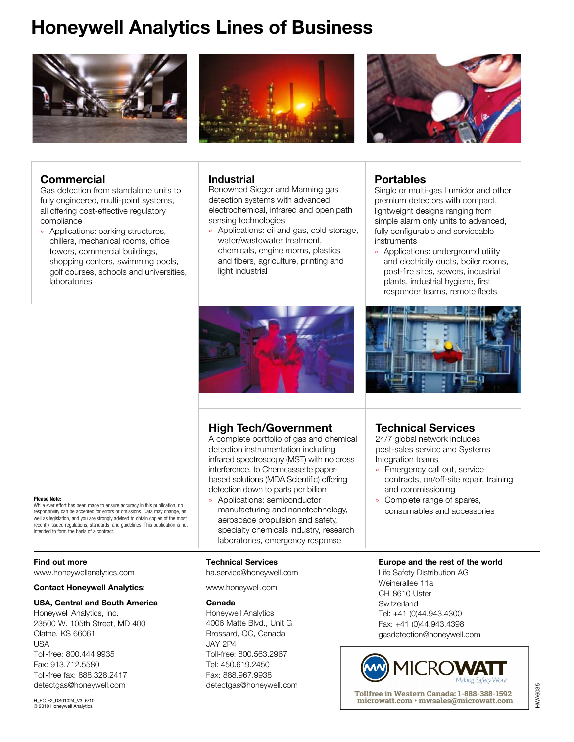# Honeywell Analytics Lines of Business

## Commercial

Gas detection from standalone units to fully engineered, multi-point systems, all offering cost-effective regulatory compliance

- Applications: parking structures, chillers, mechanical rooms, office towers, commercial buildings, shopping centers, swimming pools, golf courses, schools and universities, laboratories

## Industrial

Renowned Sieger and Manning gas detection systems with advanced electrochemical, infrared and open path sensing technologies

- Applications: oil and gas, cold storage, water/wastewater treatment, chemicals, engine rooms, plastics and fibers, agriculture, printing and light industrial

## Portables

Single or multi-gas Lumidor and other premium detectors with compact, lightweight designs ranging from simple alarm only units to advanced, fully configurable and serviceable instruments

- Applications: underground utility and electricity ducts, boiler rooms, post-fire sites, sewers, industrial plants, industrial hygiene, first responder teams, remote fleets

## High Tech/Government

A complete portfolio of gas and chemical detection instrumentation including infrared spectroscopy (MST) with no cross interference, to Chemcassette paper-based solutions (MDA Scientific) offering detection down to parts per billion

- Applications: semiconductor manufacturing and nanotechnology, aerospace propulsion and safety, specialty chemicals industry, research laboratories, emergency response

## Technical Services

24/7 global network includes post-sales service and Systems Integration teams

- Emergency call out, service contracts, on/off-site repair, training and commissioning
- Complete range of spares, consumables and accessories

**Please Note:**
While ever effort has been made to ensure accuracy in this publication, no responsibility can be accepted for errors or omissions. Data may change, as well as legislation, and you are strongly advised to obtain copies of the most recently issued regulations, standards, and guidelines. This publication is not intended to form the basis of a contract.

**Find out more**
www.honeywellanalytics.com

**Contact Honeywell Analytics:**

**USA, Central and South America**
Honeywell Analytics, Inc.
23500 W. 105th Street, MD 400
Olathe, KS 66061
USA
Toll-free: 800.444.9935
Fax: 913.712.5580
Toll-free fax: 888.328.2417
detectgas@honeywell.com

**Technical Services**
ha.service@honeywell.com

www.honeywell.com

**Canada**
Honeywell Analytics
4006 Matte Blvd., Unit G
Brossard, QC, Canada
JAY 2P4
Toll-free: 800.563.2967
Tel: 450.619.2450
Fax: 888.967.9938
detectgas@honeywell.com

**Europe and the rest of the world**
Life Safety Distribution AG
Weiheralle 11a
CH-8610 Uster
Switzerland
Tel: +41 (0)44.943.4300
Fax: +41 (0)44.943.4398
gasdetection@honeywell.com

MICROWATT
*Making Safety Work*

**Tollfree in Western Canada: 1-888-388-1592**
**microwatt.com • mwsales@microwatt.com**

H_EC-F2_DS01024_V3 6/10
© 2010 Honeywell Analytics

HWA6035